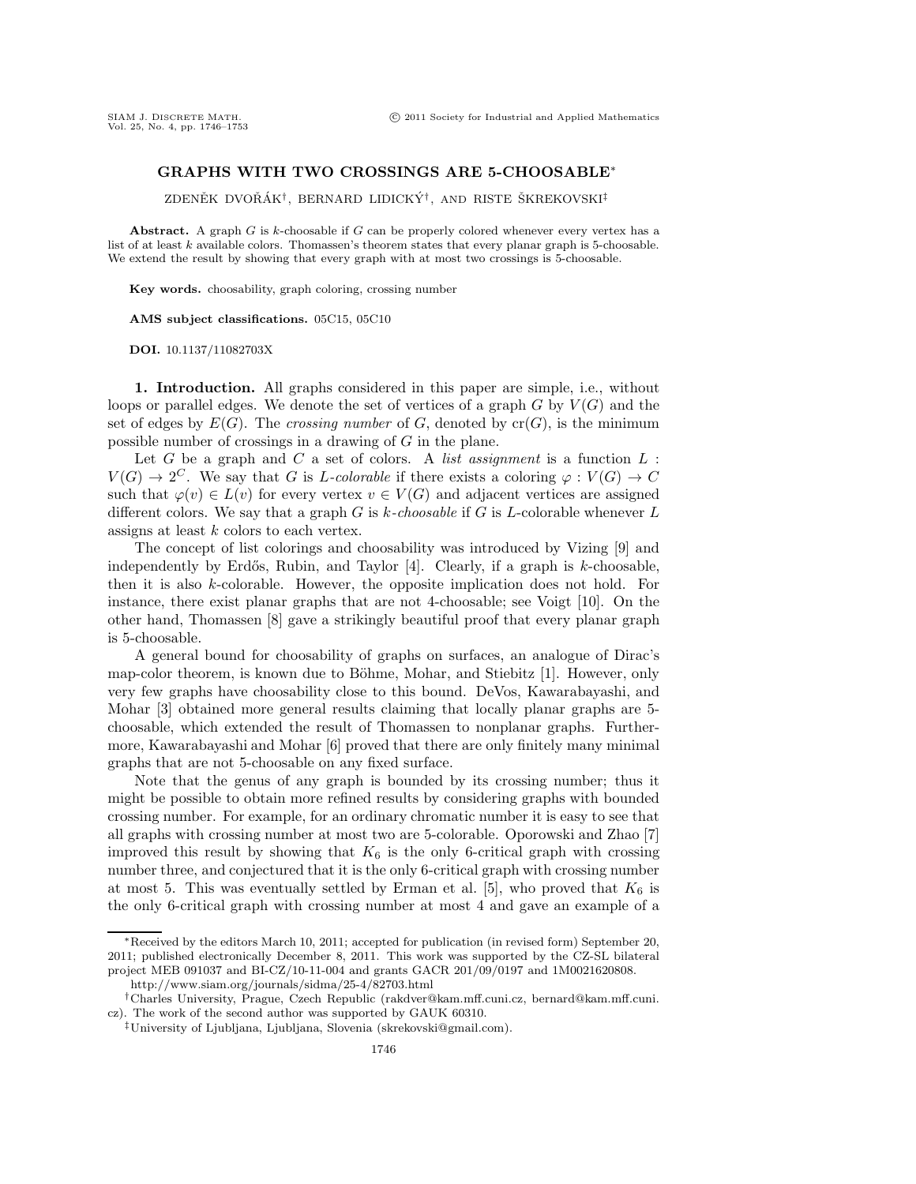# GRAPHS WITH TWO CROSSINGS ARE 5-CHOOSABLE*

ZDENĚK DVOŘÁK†, BERNARD LIDICKÝ†, AND RISTE ŠKREKOVSKI‡

**Abstract.** A graph $G$ is $k$-choosable if $G$ can be properly colored whenever every vertex has a list of at least $k$ available colors. Thomassen's theorem states that every planar graph is 5-choosable. We extend the result by showing that every graph with at most two crossings is 5-choosable.

**Key words.** choosability, graph coloring, crossing number

**AMS subject classifications.** 05C15, 05C10

**DOI.** 10.1137/11082703X

## 1. Introduction.

All graphs considered in this paper are simple, i.e., without loops or parallel edges. We denote the set of vertices of a graph $G$ by $V(G)$ and the set of edges by $E(G)$. The *crossing number* of $G$, denoted by $\mathrm{cr}(G)$, is the minimum possible number of crossings in a drawing of $G$ in the plane.

Let $G$ be a graph and $C$ a set of colors. A *list assignment* is a function $L : V(G) \to 2^C$. We say that $G$ is *L-colorable* if there exists a coloring $\varphi : V(G) \to C$ such that $\varphi(v) \in L(v)$ for every vertex $v \in V(G)$ and adjacent vertices are assigned different colors. We say that a graph $G$ is *k-choosable* if $G$ is $L$-colorable whenever $L$ assigns at least $k$ colors to each vertex.

The concept of list colorings and choosability was introduced by Vizing [9] and independently by Erdős, Rubin, and Taylor [4]. Clearly, if a graph is $k$-choosable, then it is also $k$-colorable. However, the opposite implication does not hold. For instance, there exist planar graphs that are not 4-choosable; see Voigt [10]. On the other hand, Thomassen [8] gave a strikingly beautiful proof that every planar graph is 5-choosable.

A general bound for choosability of graphs on surfaces, an analogue of Dirac's map-color theorem, is known due to Böhme, Mohar, and Stiebitz [1]. However, only very few graphs have choosability close to this bound. DeVos, Kawarabayashi, and Mohar [3] obtained more general results claiming that locally planar graphs are 5-choosable, which extended the result of Thomassen to nonplanar graphs. Furthermore, Kawarabayashi and Mohar [6] proved that there are only finitely many minimal graphs that are not 5-choosable on any fixed surface.

Note that the genus of any graph is bounded by its crossing number; thus it might be possible to obtain more refined results by considering graphs with bounded crossing number. For example, for an ordinary chromatic number it is easy to see that all graphs with crossing number at most two are 5-colorable. Oporowski and Zhao [7] improved this result by showing that $K_6$ is the only 6-critical graph with crossing number three, and conjectured that it is the only 6-critical graph with crossing number at most 5. This was eventually settled by Erman et al. [5], who proved that $K_6$ is the only 6-critical graph with crossing number at most 4 and gave an example of a

---

*Received by the editors March 10, 2011; accepted for publication (in revised form) September 20, 2011; published electronically December 8, 2011. This work was supported by the CZ-SL bilateral project MEB 091037 and BI-CZ/10-11-004 and grants GACR 201/09/0197 and 1M0021620808.
http://www.siam.org/journals/sidma/25-4/82703.html

†Charles University, Prague, Czech Republic (rakdver@kam.mff.cuni.cz, bernard@kam.mff.cuni.cz). The work of the second author was supported by GAUK 60310.

‡University of Ljubljana, Ljubljana, Slovenia (skrekovski@gmail.com).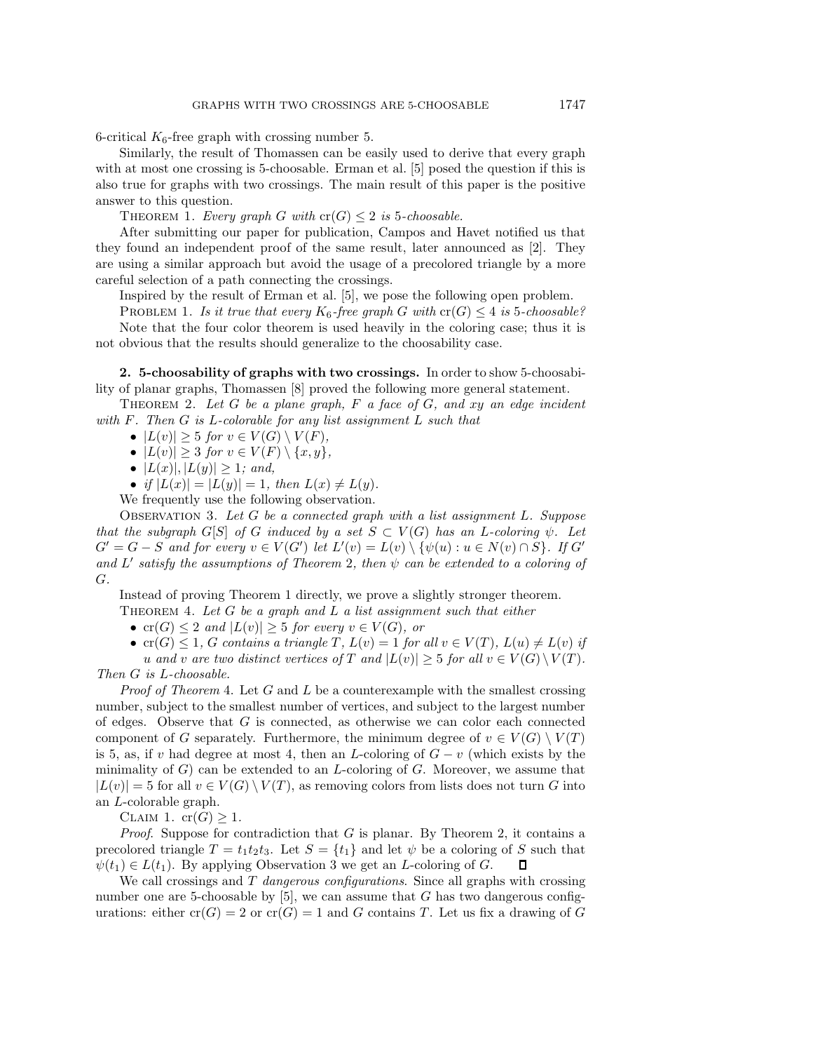6-critical $K_6$-free graph with crossing number 5.

Similarly, the result of Thomassen can be easily used to derive that every graph with at most one crossing is 5-choosable. Erman et al. [5] posed the question if this is also true for graphs with two crossings. The main result of this paper is the positive answer to this question.

THEOREM 1. *Every graph $G$ with $\mathrm{cr}(G) \leq 2$ is 5-choosable.*

After submitting our paper for publication, Campos and Havet notified us that they found an independent proof of the same result, later announced as [2]. They are using a similar approach but avoid the usage of a precolored triangle by a more careful selection of a path connecting the crossings.

Inspired by the result of Erman et al. [5], we pose the following open problem.

PROBLEM 1. *Is it true that every $K_6$-free graph $G$ with $\mathrm{cr}(G) \leq 4$ is 5-choosable?*

Note that the four color theorem is used heavily in the coloring case; thus it is not obvious that the results should generalize to the choosability case.

## 2. 5-choosability of graphs with two crossings.

In order to show 5-choosability of planar graphs, Thomassen [8] proved the following more general statement.

THEOREM 2. *Let $G$ be a plane graph, $F$ a face of $G$, and $xy$ an edge incident with $F$. Then $G$ is $L$-colorable for any list assignment $L$ such that*

- *$|L(v)| \geq 5$ for $v \in V(G) \setminus V(F)$,*
- *$|L(v)| \geq 3$ for $v \in V(F) \setminus \{x, y\}$,*
- *$|L(x)|, |L(y)| \geq 1$; and,*
- *if $|L(x)| = |L(y)| = 1$, then $L(x) \neq L(y)$.*

We frequently use the following observation.

OBSERVATION 3. *Let $G$ be a connected graph with a list assignment $L$. Suppose that the subgraph $G[S]$ of $G$ induced by a set $S \subset V(G)$ has an $L$-coloring $\psi$. Let $G' = G - S$ and for every $v \in V(G')$ let $L'(v) = L(v) \setminus \{\psi(u) : u \in N(v) \cap S\}$. If $G'$ and $L'$ satisfy the assumptions of Theorem 2, then $\psi$ can be extended to a coloring of $G$.*

Instead of proving Theorem 1 directly, we prove a slightly stronger theorem.

THEOREM 4. *Let $G$ be a graph and $L$ a list assignment such that either*

- *$\mathrm{cr}(G) \leq 2$ and $|L(v)| \geq 5$ for every $v \in V(G)$, or*
- *$\mathrm{cr}(G) \leq 1$, $G$ contains a triangle $T$, $L(v) = 1$ for all $v \in V(T)$, $L(u) \neq L(v)$ if $u$ and $v$ are two distinct vertices of $T$ and $|L(v)| \geq 5$ for all $v \in V(G) \setminus V(T)$.*

*Then $G$ is $L$-choosable.*

*Proof of Theorem* 4. Let $G$ and $L$ be a counterexample with the smallest crossing number, subject to the smallest number of vertices, and subject to the largest number of edges. Observe that $G$ is connected, as otherwise we can color each connected component of $G$ separately. Furthermore, the minimum degree of $v \in V(G) \setminus V(T)$ is 5, as, if $v$ had degree at most 4, then an $L$-coloring of $G - v$ (which exists by the minimality of $G$) can be extended to an $L$-coloring of $G$. Moreover, we assume that $|L(v)| = 5$ for all $v \in V(G) \setminus V(T)$, as removing colors from lists does not turn $G$ into an $L$-colorable graph.

CLAIM 1. $\mathrm{cr}(G) \geq 1$.

*Proof*. Suppose for contradiction that $G$ is planar. By Theorem 2, it contains a precolored triangle $T = t_1t_2t_3$. Let $S = \{t_1\}$ and let $\psi$ be a coloring of $S$ such that $\psi(t_1) \in L(t_1)$. By applying Observation 3 we get an $L$-coloring of $G$. ∎

We call crossings and $T$ *dangerous configurations*. Since all graphs with crossing number one are 5-choosable by [5], we can assume that $G$ has two dangerous configurations: either $\mathrm{cr}(G) = 2$ or $\mathrm{cr}(G) = 1$ and $G$ contains $T$. Let us fix a drawing of $G$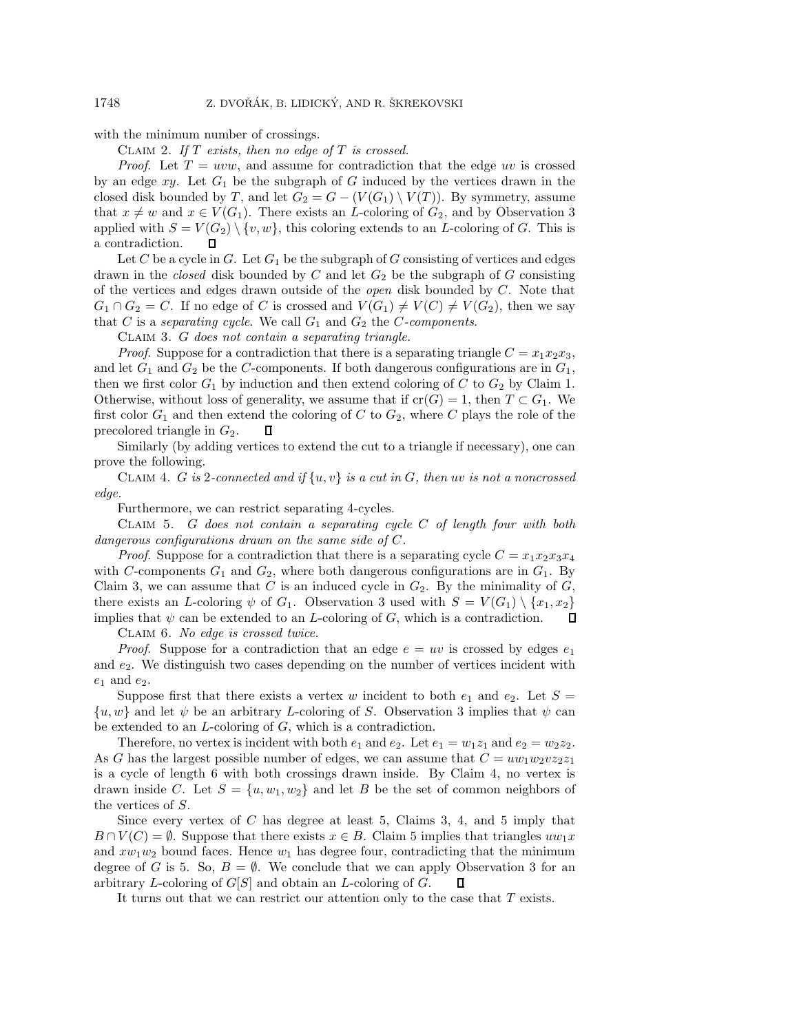with the minimum number of crossings.

Claim 2. *If $T$ exists, then no edge of $T$ is crossed.*

*Proof*. Let $T = uvw$, and assume for contradiction that the edge $uv$ is crossed by an edge $xy$. Let $G_1$ be the subgraph of $G$ induced by the vertices drawn in the closed disk bounded by $T$, and let $G_2 = G - (V(G_1) \setminus V(T))$. By symmetry, assume that $x \neq w$ and $x \in V(G_1)$. There exists an $L$-coloring of $G_2$, and by Observation 3 applied with $S = V(G_2) \setminus \{v, w\}$, this coloring extends to an $L$-coloring of $G$. This is a contradiction. ◻

Let $C$ be a cycle in $G$. Let $G_1$ be the subgraph of $G$ consisting of vertices and edges drawn in the *closed* disk bounded by $C$ and let $G_2$ be the subgraph of $G$ consisting of the vertices and edges drawn outside of the *open* disk bounded by $C$. Note that $G_1 \cap G_2 = C$. If no edge of $C$ is crossed and $V(G_1) \neq V(C) \neq V(G_2)$, then we say that $C$ is a *separating cycle*. We call $G_1$ and $G_2$ the *$C$-components*.

Claim 3. *$G$ does not contain a separating triangle.*

*Proof*. Suppose for a contradiction that there is a separating triangle $C = x_1x_2x_3$, and let $G_1$ and $G_2$ be the $C$-components. If both dangerous configurations are in $G_1$, then we first color $G_1$ by induction and then extend coloring of $C$ to $G_2$ by Claim 1. Otherwise, without loss of generality, we assume that if $\mathrm{cr}(G) = 1$, then $T \subset G_1$. We first color $G_1$ and then extend the coloring of $C$ to $G_2$, where $C$ plays the role of the precolored triangle in $G_2$. ◻

Similarly (by adding vertices to extend the cut to a triangle if necessary), one can prove the following.

Claim 4. *$G$ is 2-connected and if $\{u, v\}$ is a cut in $G$, then $uv$ is not a noncrossed edge.*

Furthermore, we can restrict separating 4-cycles.

Claim 5. *$G$ does not contain a separating cycle $C$ of length four with both dangerous configurations drawn on the same side of $C$.*

*Proof*. Suppose for a contradiction that there is a separating cycle $C = x_1x_2x_3x_4$ with $C$-components $G_1$ and $G_2$, where both dangerous configurations are in $G_1$. By Claim 3, we can assume that $C$ is an induced cycle in $G_2$. By the minimality of $G$, there exists an $L$-coloring $\psi$ of $G_1$. Observation 3 used with $S = V(G_1) \setminus \{x_1, x_2\}$ implies that $\psi$ can be extended to an $L$-coloring of $G$, which is a contradiction. ◻

Claim 6. *No edge is crossed twice.*

*Proof*. Suppose for a contradiction that an edge $e = uv$ is crossed by edges $e_1$ and $e_2$. We distinguish two cases depending on the number of vertices incident with $e_1$ and $e_2$.

Suppose first that there exists a vertex $w$ incident to both $e_1$ and $e_2$. Let $S = \{u, w\}$ and let $\psi$ be an arbitrary $L$-coloring of $S$. Observation 3 implies that $\psi$ can be extended to an $L$-coloring of $G$, which is a contradiction.

Therefore, no vertex is incident with both $e_1$ and $e_2$. Let $e_1 = w_1z_1$ and $e_2 = w_2z_2$. As $G$ has the largest possible number of edges, we can assume that $C = uw_1w_2vz_2z_1$ is a cycle of length 6 with both crossings drawn inside. By Claim 4, no vertex is drawn inside $C$. Let $S = \{u, w_1, w_2\}$ and let $B$ be the set of common neighbors of the vertices of $S$.

Since every vertex of $C$ has degree at least 5, Claims 3, 4, and 5 imply that $B \cap V(C) = \emptyset$. Suppose that there exists $x \in B$. Claim 5 implies that triangles $uw_1x$ and $xw_1w_2$ bound faces. Hence $w_1$ has degree four, contradicting that the minimum degree of $G$ is 5. So, $B = \emptyset$. We conclude that we can apply Observation 3 for an arbitrary $L$-coloring of $G[S]$ and obtain an $L$-coloring of $G$. ◻

It turns out that we can restrict our attention only to the case that $T$ exists.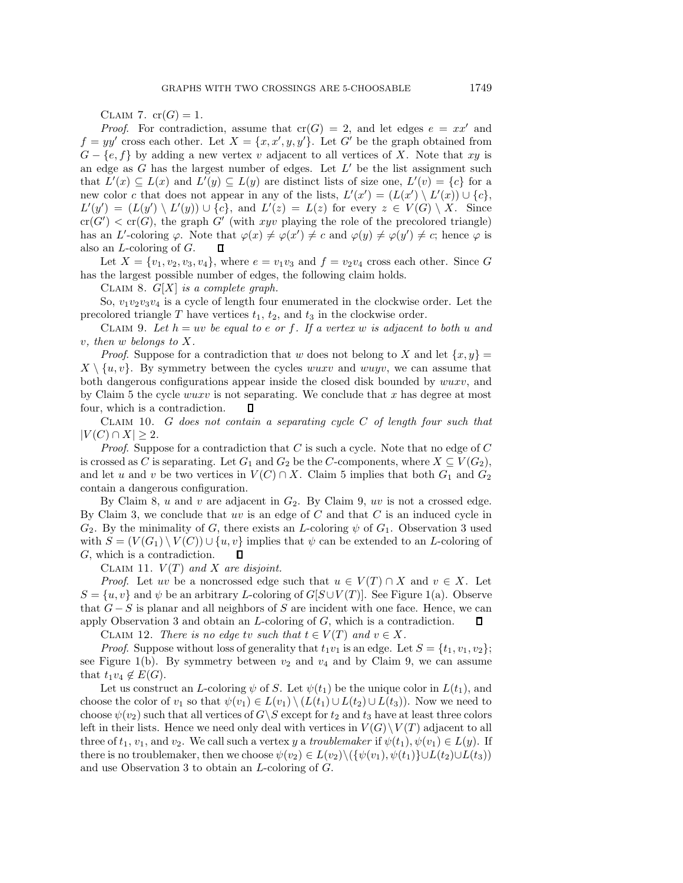Claim 7. $\mathrm{cr}(G) = 1$.

*Proof*. For contradiction, assume that $\mathrm{cr}(G) = 2$, and let edges $e = xx'$ and $f = yy'$ cross each other. Let $X = \{x, x', y, y'\}$. Let $G'$ be the graph obtained from $G - \{e, f\}$ by adding a new vertex $v$ adjacent to all vertices of $X$. Note that $xy$ is an edge as $G$ has the largest number of edges. Let $L'$ be the list assignment such that $L'(x) \subseteq L(x)$ and $L'(y) \subseteq L(y)$ are distinct lists of size one, $L'(v) = \{c\}$ for a new color $c$ that does not appear in any of the lists, $L'(x') = (L(x') \setminus L'(x)) \cup \{c\}$, $L'(y') = (L(y') \setminus L'(y)) \cup \{c\}$, and $L'(z) = L(z)$ for every $z \in V(G) \setminus X$. Since $\mathrm{cr}(G') < \mathrm{cr}(G)$, the graph $G'$ (with $xyv$ playing the role of the precolored triangle) has an $L'$-coloring $\varphi$. Note that $\varphi(x) \neq \varphi(x') \neq c$ and $\varphi(y) \neq \varphi(y') \neq c$; hence $\varphi$ is also an $L$-coloring of $G$. ∎

Let $X = \{v_1, v_2, v_3, v_4\}$, where $e = v_1v_3$ and $f = v_2v_4$ cross each other. Since $G$ has the largest possible number of edges, the following claim holds.

Claim 8. *$G[X]$ is a complete graph.*

So, $v_1v_2v_3v_4$ is a cycle of length four enumerated in the clockwise order. Let the precolored triangle $T$ have vertices $t_1$, $t_2$, and $t_3$ in the clockwise order.

Claim 9. *Let $h = uv$ be equal to $e$ or $f$. If a vertex $w$ is adjacent to both $u$ and $v$, then $w$ belongs to $X$.*

*Proof*. Suppose for a contradiction that $w$ does not belong to $X$ and let $\{x, y\} = X \setminus \{u, v\}$. By symmetry between the cycles $wuxv$ and $wuyv$, we can assume that both dangerous configurations appear inside the closed disk bounded by $wuxv$, and by Claim 5 the cycle $wuxv$ is not separating. We conclude that $x$ has degree at most four, which is a contradiction. ∎

Claim 10. *$G$ does not contain a separating cycle $C$ of length four such that $|V(C) \cap X| \geq 2$.*

*Proof*. Suppose for a contradiction that $C$ is such a cycle. Note that no edge of $C$ is crossed as $C$ is separating. Let $G_1$ and $G_2$ be the $C$-components, where $X \subseteq V(G_2)$, and let $u$ and $v$ be two vertices in $V(C) \cap X$. Claim 5 implies that both $G_1$ and $G_2$ contain a dangerous configuration.

By Claim 8, $u$ and $v$ are adjacent in $G_2$. By Claim 9, $uv$ is not a crossed edge. By Claim 3, we conclude that $uv$ is an edge of $C$ and that $C$ is an induced cycle in $G_2$. By the minimality of $G$, there exists an $L$-coloring $\psi$ of $G_1$. Observation 3 used with $S = (V(G_1) \setminus V(C)) \cup \{u, v\}$ implies that $\psi$ can be extended to an $L$-coloring of $G$, which is a contradiction. ∎

Claim 11. *$V(T)$ and $X$ are disjoint.*

*Proof*. Let $uv$ be a noncrossed edge such that $u \in V(T) \cap X$ and $v \in X$. Let $S = \{u, v\}$ and $\psi$ be an arbitrary $L$-coloring of $G[S \cup V(T)]$. See Figure 1(a). Observe that $G - S$ is planar and all neighbors of $S$ are incident with one face. Hence, we can apply Observation 3 and obtain an $L$-coloring of $G$, which is a contradiction. ∎

Claim 12. *There is no edge $tv$ such that $t \in V(T)$ and $v \in X$.*

*Proof*. Suppose without loss of generality that $t_1v_1$ is an edge. Let $S = \{t_1, v_1, v_2\}$; see Figure 1(b). By symmetry between $v_2$ and $v_4$ and by Claim 9, we can assume that $t_1v_4 \notin E(G)$.

Let us construct an $L$-coloring $\psi$ of $S$. Let $\psi(t_1)$ be the unique color in $L(t_1)$, and choose the color of $v_1$ so that $\psi(v_1) \in L(v_1) \setminus (L(t_1) \cup L(t_2) \cup L(t_3))$. Now we need to choose $\psi(v_2)$ such that all vertices of $G \setminus S$ except for $t_2$ and $t_3$ have at least three colors left in their lists. Hence we need only deal with vertices in $V(G) \setminus V(T)$ adjacent to all three of $t_1$, $v_1$, and $v_2$. We call such a vertex $y$ a *troublemaker* if $\psi(t_1), \psi(v_1) \in L(y)$. If there is no troublemaker, then we choose $\psi(v_2) \in L(v_2) \setminus (\{\psi(v_1), \psi(t_1)\} \cup L(t_2) \cup L(t_3))$ and use Observation 3 to obtain an $L$-coloring of $G$.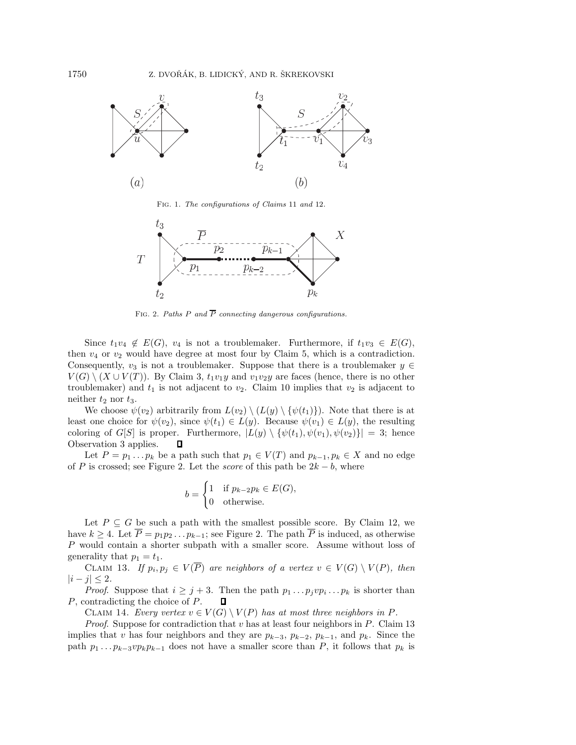Fig. 1. *The configurations of Claims* 11 *and* 12.

Fig. 2. *Paths $P$ and $\overline{P}$ connecting dangerous configurations.*

Since $t_1v_4 \notin E(G)$, $v_4$ is not a troublemaker. Furthermore, if $t_1v_3 \in E(G)$, then $v_4$ or $v_2$ would have degree at most four by Claim 5, which is a contradiction. Consequently, $v_3$ is not a troublemaker. Suppose that there is a troublemaker $y \in V(G) \setminus (X \cup V(T))$. By Claim 3, $t_1v_1y$ and $v_1v_2y$ are faces (hence, there is no other troublemaker) and $t_1$ is not adjacent to $v_2$. Claim 10 implies that $v_2$ is adjacent to neither $t_2$ nor $t_3$.

We choose $\psi(v_2)$ arbitrarily from $L(v_2) \setminus (L(y) \setminus \{\psi(t_1)\})$. Note that there is at least one choice for $\psi(v_2)$, since $\psi(t_1) \in L(y)$. Because $\psi(v_1) \in L(y)$, the resulting coloring of $G[S]$ is proper. Furthermore, $|L(y) \setminus \{\psi(t_1), \psi(v_1), \psi(v_2)\}| = 3$; hence Observation 3 applies. ∎

Let $P = p_1 \dots p_k$ be a path such that $p_1 \in V(T)$ and $p_{k-1}, p_k \in X$ and no edge of $P$ is crossed; see Figure 2. Let the *score* of this path be $2k - b$, where

$$b = \begin{cases} 1 & \text{if } p_{k-2}p_k \in E(G), \\ 0 & \text{otherwise.} \end{cases}$$

Let $P \subseteq G$ be such a path with the smallest possible score. By Claim 12, we have $k \geq 4$. Let $\overline{P} = p_1p_2 \dots p_{k-1}$; see Figure 2. The path $\overline{P}$ is induced, as otherwise $P$ would contain a shorter subpath with a smaller score. Assume without loss of generality that $p_1 = t_1$.

Claim 13. *If $p_i, p_j \in V(\overline{P})$ are neighbors of a vertex $v \in V(G) \setminus V(P)$, then $|i - j| \leq 2$.*

*Proof*. Suppose that $i \geq j + 3$. Then the path $p_1 \dots p_j v p_i \dots p_k$ is shorter than $P$, contradicting the choice of $P$. ∎

Claim 14. *Every vertex $v \in V(G) \setminus V(P)$ has at most three neighbors in $P$.*

*Proof*. Suppose for contradiction that $v$ has at least four neighbors in $P$. Claim 13 implies that $v$ has four neighbors and they are $p_{k-3}$, $p_{k-2}$, $p_{k-1}$, and $p_k$. Since the path $p_1 \dots p_{k-3} v p_k p_{k-1}$ does not have a smaller score than $P$, it follows that $p_k$ is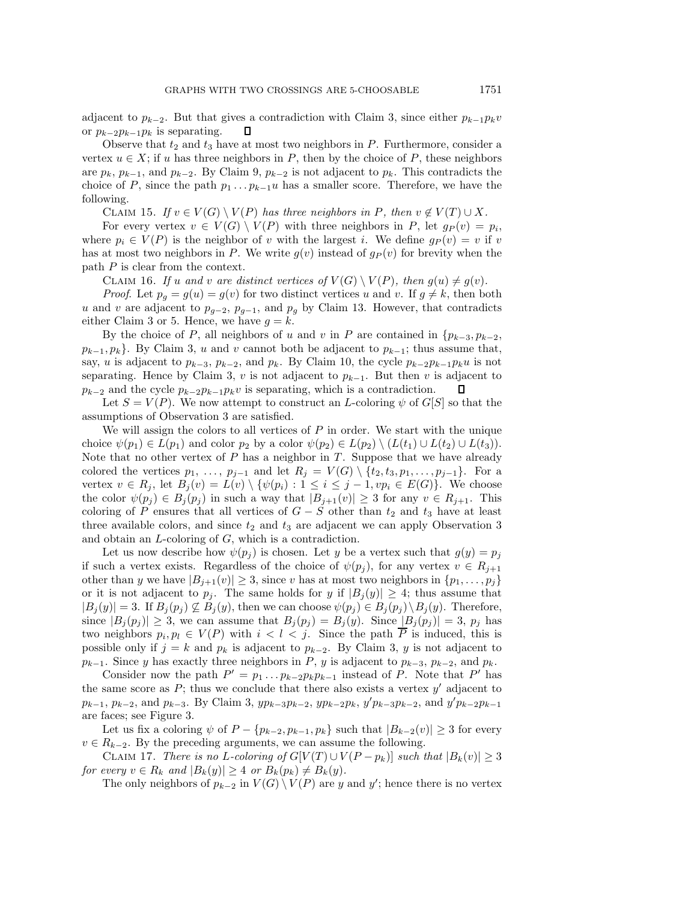adjacent to $p_{k-2}$. But that gives a contradiction with Claim 3, since either $p_{k-1}p_kv$ or $p_{k-2}p_{k-1}p_k$ is separating. ∎

Observe that $t_2$ and $t_3$ have at most two neighbors in $P$. Furthermore, consider a vertex $u \in X$; if $u$ has three neighbors in $P$, then by the choice of $P$, these neighbors are $p_k$, $p_{k-1}$, and $p_{k-2}$. By Claim 9, $p_{k-2}$ is not adjacent to $p_k$. This contradicts the choice of $P$, since the path $p_1 \dots p_{k-1}u$ has a smaller score. Therefore, we have the following.

Claim 15. *If $v \in V(G) \setminus V(P)$ has three neighbors in $P$, then $v \notin V(T) \cup X$.*

For every vertex $v \in V(G) \setminus V(P)$ with three neighbors in $P$, let $g_P(v) = p_i$, where $p_i \in V(P)$ is the neighbor of $v$ with the largest $i$. We define $g_P(v) = v$ if $v$ has at most two neighbors in $P$. We write $g(v)$ instead of $g_P(v)$ for brevity when the path $P$ is clear from the context.

Claim 16. *If $u$ and $v$ are distinct vertices of $V(G) \setminus V(P)$, then $g(u) \neq g(v)$.*

*Proof*. Let $p_g = g(u) = g(v)$ for two distinct vertices $u$ and $v$. If $g \neq k$, then both $u$ and $v$ are adjacent to $p_{g-2}$, $p_{g-1}$, and $p_g$ by Claim 13. However, that contradicts either Claim 3 or 5. Hence, we have $g = k$.

By the choice of $P$, all neighbors of $u$ and $v$ in $P$ are contained in $\{p_{k-3}, p_{k-2}, p_{k-1}, p_k\}$. By Claim 3, $u$ and $v$ cannot both be adjacent to $p_{k-1}$; thus assume that, say, $u$ is adjacent to $p_{k-3}$, $p_{k-2}$, and $p_k$. By Claim 10, the cycle $p_{k-2}p_{k-1}p_ku$ is not separating. Hence by Claim 3, $v$ is not adjacent to $p_{k-1}$. But then $v$ is adjacent to $p_{k-2}$ and the cycle $p_{k-2}p_{k-1}p_kv$ is separating, which is a contradiction. ∎

Let $S = V(P)$. We now attempt to construct an $L$-coloring $\psi$ of $G[S]$ so that the assumptions of Observation 3 are satisfied.

We will assign the colors to all vertices of $P$ in order. We start with the unique choice $\psi(p_1) \in L(p_1)$ and color $p_2$ by a color $\psi(p_2) \in L(p_2) \setminus (L(t_1) \cup L(t_2) \cup L(t_3))$. Note that no other vertex of $P$ has a neighbor in $T$. Suppose that we have already colored the vertices $p_1, \dots, p_{j-1}$ and let $R_j = V(G) \setminus \{t_2, t_3, p_1, \dots, p_{j-1}\}$. For a vertex $v \in R_j$, let $B_j(v) = L(v) \setminus \{\psi(p_i) : 1 \leq i \leq j-1, vp_i \in E(G)\}$. We choose the color $\psi(p_j) \in B_j(p_j)$ in such a way that $|B_{j+1}(v)| \geq 3$ for any $v \in R_{j+1}$. This coloring of $P$ ensures that all vertices of $G - S$ other than $t_2$ and $t_3$ have at least three available colors, and since $t_2$ and $t_3$ are adjacent we can apply Observation 3 and obtain an $L$-coloring of $G$, which is a contradiction.

Let us now describe how $\psi(p_j)$ is chosen. Let $y$ be a vertex such that $g(y) = p_j$ if such a vertex exists. Regardless of the choice of $\psi(p_j)$, for any vertex $v \in R_{j+1}$ other than $y$ we have $|B_{j+1}(v)| \geq 3$, since $v$ has at most two neighbors in $\{p_1, \dots, p_j\}$ or it is not adjacent to $p_j$. The same holds for $y$ if $|B_j(y)| \geq 4$; thus assume that $|B_j(y)| = 3$. If $B_j(p_j) \not\subseteq B_j(y)$, then we can choose $\psi(p_j) \in B_j(p_j) \setminus B_j(y)$. Therefore, since $|B_j(p_j)| \geq 3$, we can assume that $B_j(p_j) = B_j(y)$. Since $|B_j(p_j)| = 3$, $p_j$ has two neighbors $p_i, p_l \in V(P)$ with $i < l < j$. Since the path $\overline{P}$ is induced, this is possible only if $j = k$ and $p_k$ is adjacent to $p_{k-2}$. By Claim 3, $y$ is not adjacent to $p_{k-1}$. Since $y$ has exactly three neighbors in $P$, $y$ is adjacent to $p_{k-3}$, $p_{k-2}$, and $p_k$.

Consider now the path $P' = p_1 \dots p_{k-2}p_kp_{k-1}$ instead of $P$. Note that $P'$ has the same score as $P$; thus we conclude that there also exists a vertex $y'$ adjacent to $p_{k-1}$, $p_{k-2}$, and $p_{k-3}$. By Claim 3, $yp_{k-3}p_{k-2}$, $yp_{k-2}p_k$, $y'p_{k-3}p_{k-2}$, and $y'p_{k-2}p_{k-1}$ are faces; see Figure 3.

Let us fix a coloring $\psi$ of $P - \{p_{k-2}, p_{k-1}, p_k\}$ such that $|B_{k-2}(v)| \geq 3$ for every $v \in R_{k-2}$. By the preceding arguments, we can assume the following.

Claim 17. *There is no $L$-coloring of $G[V(T) \cup V(P - p_k)]$ such that $|B_k(v)| \geq 3$ for every $v \in R_k$ and $|B_k(y)| \geq 4$ or $B_k(p_k) \neq B_k(y)$.*

The only neighbors of $p_{k-2}$ in $V(G) \setminus V(P)$ are $y$ and $y'$; hence there is no vertex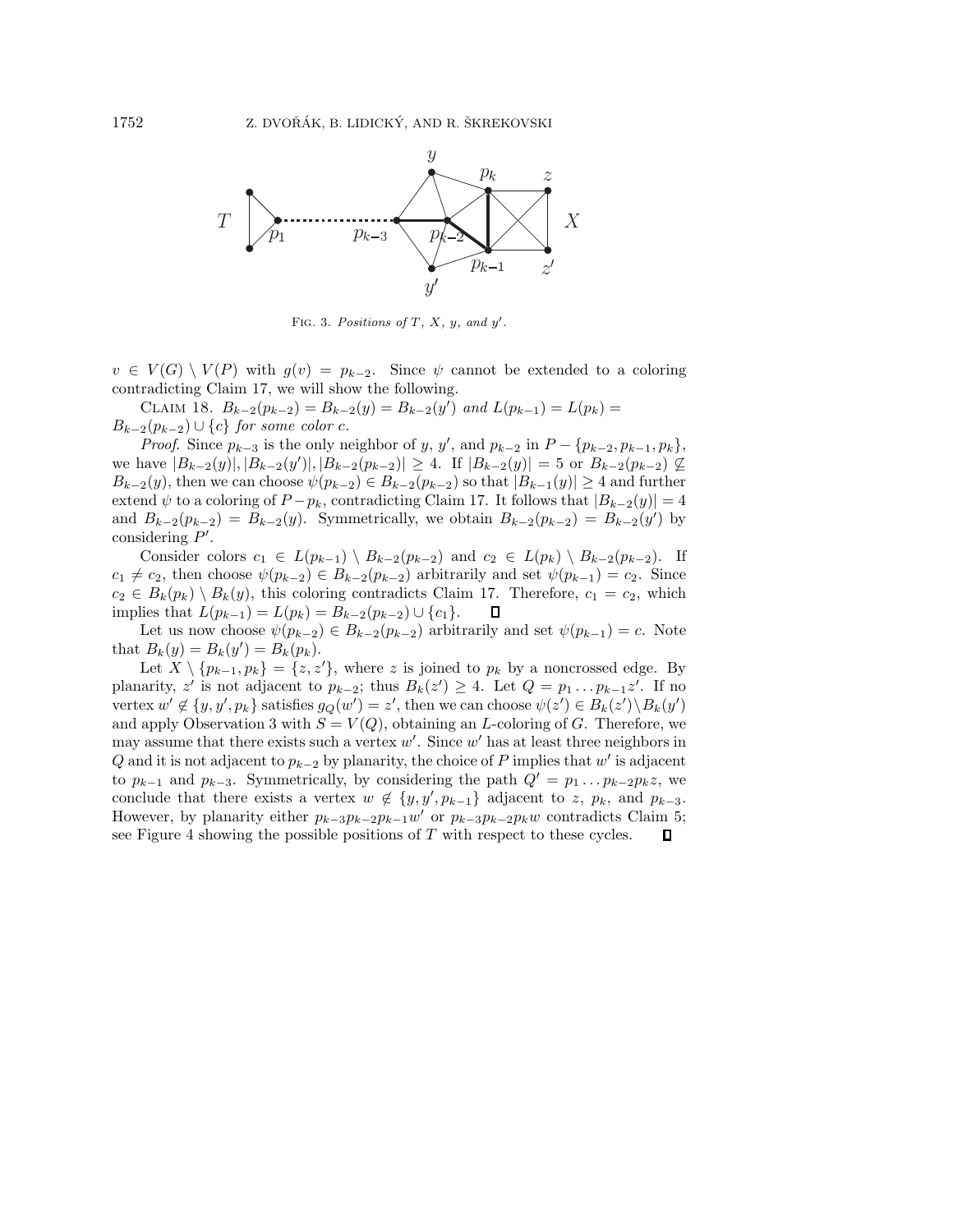FIG. 3. *Positions of $T$, $X$, $y$, and $y'$.*

$v \in V(G) \setminus V(P)$ with $g(v) = p_{k-2}$. Since $\psi$ cannot be extended to a coloring contradicting Claim 17, we will show the following.

CLAIM 18. *$B_{k-2}(p_{k-2}) = B_{k-2}(y) = B_{k-2}(y')$ and $L(p_{k-1}) = L(p_k) = B_{k-2}(p_{k-2}) \cup \{c\}$ for some color $c$.*

*Proof.* Since $p_{k-3}$ is the only neighbor of $y$, $y'$, and $p_{k-2}$ in $P - \{p_{k-2}, p_{k-1}, p_k\}$, we have $|B_{k-2}(y)|, |B_{k-2}(y')|, |B_{k-2}(p_{k-2})| \geq 4$. If $|B_{k-2}(y)| = 5$ or $B_{k-2}(p_{k-2}) \not\subseteq B_{k-2}(y)$, then we can choose $\psi(p_{k-2}) \in B_{k-2}(p_{k-2})$ so that $|B_{k-1}(y)| \geq 4$ and further extend $\psi$ to a coloring of $P - p_k$, contradicting Claim 17. It follows that $|B_{k-2}(y)| = 4$ and $B_{k-2}(p_{k-2}) = B_{k-2}(y)$. Symmetrically, we obtain $B_{k-2}(p_{k-2}) = B_{k-2}(y')$ by considering $P'$.

Consider colors $c_1 \in L(p_{k-1}) \setminus B_{k-2}(p_{k-2})$ and $c_2 \in L(p_k) \setminus B_{k-2}(p_{k-2})$. If $c_1 \neq c_2$, then choose $\psi(p_{k-2}) \in B_{k-2}(p_{k-2})$ arbitrarily and set $\psi(p_{k-1}) = c_2$. Since $c_2 \in B_k(p_k) \setminus B_k(y)$, this coloring contradicts Claim 17. Therefore, $c_1 = c_2$, which implies that $L(p_{k-1}) = L(p_k) = B_{k-2}(p_{k-2}) \cup \{c_1\}$. $\square$

Let us now choose $\psi(p_{k-2}) \in B_{k-2}(p_{k-2})$ arbitrarily and set $\psi(p_{k-1}) = c$. Note that $B_k(y) = B_k(y') = B_k(p_k)$.

Let $X \setminus \{p_{k-1}, p_k\} = \{z, z'\}$, where $z$ is joined to $p_k$ by a noncrossed edge. By planarity, $z'$ is not adjacent to $p_{k-2}$; thus $B_k(z') \geq 4$. Let $Q = p_1 \dots p_{k-1} z'$. If no vertex $w' \notin \{y, y', p_k\}$ satisfies $g_Q(w') = z'$, then we can choose $\psi(z') \in B_k(z') \setminus B_k(y')$ and apply Observation 3 with $S = V(Q)$, obtaining an $L$-coloring of $G$. Therefore, we may assume that there exists such a vertex $w'$. Since $w'$ has at least three neighbors in $Q$ and it is not adjacent to $p_{k-2}$ by planarity, the choice of $P$ implies that $w'$ is adjacent to $p_{k-1}$ and $p_{k-3}$. Symmetrically, by considering the path $Q' = p_1 \dots p_{k-2} p_k z$, we conclude that there exists a vertex $w \notin \{y, y', p_{k-1}\}$ adjacent to $z$, $p_k$, and $p_{k-3}$. However, by planarity either $p_{k-3} p_{k-2} p_{k-1} w'$ or $p_{k-3} p_{k-2} p_k w$ contradicts Claim 5; see Figure 4 showing the possible positions of $T$ with respect to these cycles. $\square$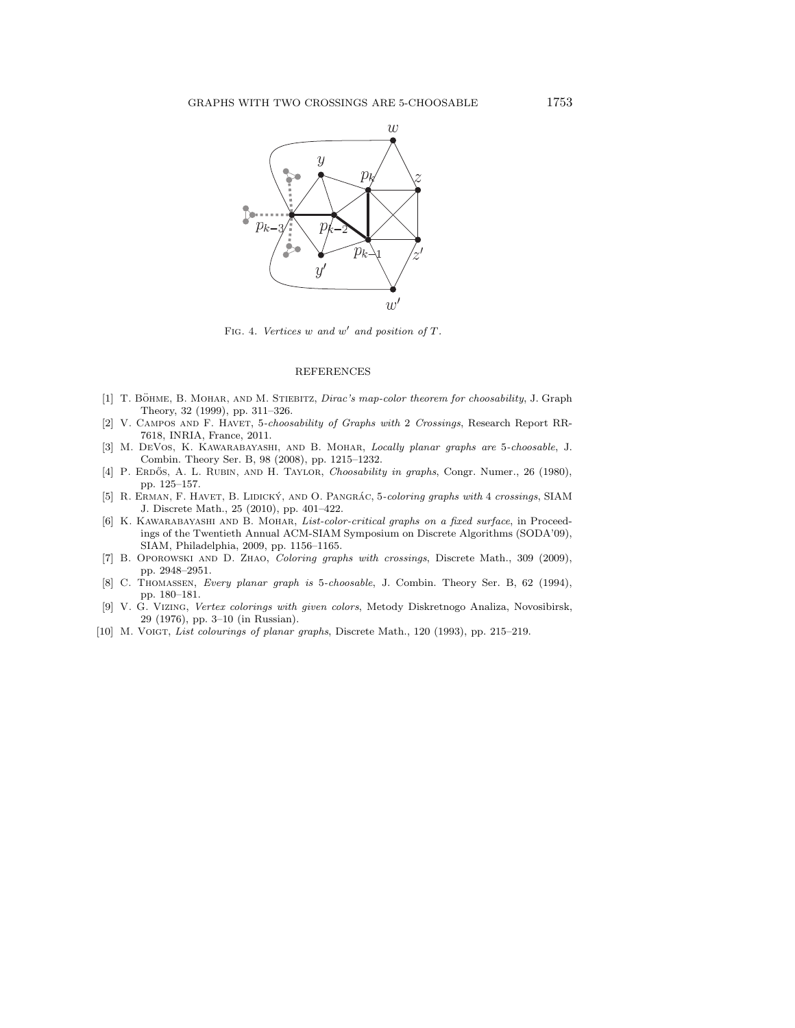Fig. 4. *Vertices $w$ and $w'$ and position of $T$.*

## REFERENCES

[1] T. Böhme, B. Mohar, and M. Stiebitz, *Dirac's map-color theorem for choosability*, J. Graph Theory, 32 (1999), pp. 311–326.

[2] V. Campos and F. Havet, *5-choosability of Graphs with 2 Crossings*, Research Report RR-7618, INRIA, France, 2011.

[3] M. DeVos, K. Kawarabayashi, and B. Mohar, *Locally planar graphs are 5-choosable*, J. Combin. Theory Ser. B, 98 (2008), pp. 1215–1232.

[4] P. Erdős, A. L. Rubin, and H. Taylor, *Choosability in graphs*, Congr. Numer., 26 (1980), pp. 125–157.

[5] R. Erman, F. Havet, B. Lidický, and O. Pangrác, *5-coloring graphs with 4 crossings*, SIAM J. Discrete Math., 25 (2010), pp. 401–422.

[6] K. Kawarabayashi and B. Mohar, *List-color-critical graphs on a fixed surface*, in Proceedings of the Twentieth Annual ACM-SIAM Symposium on Discrete Algorithms (SODA'09), SIAM, Philadelphia, 2009, pp. 1156–1165.

[7] B. Oporowski and D. Zhao, *Coloring graphs with crossings*, Discrete Math., 309 (2009), pp. 2948–2951.

[8] C. Thomassen, *Every planar graph is 5-choosable*, J. Combin. Theory Ser. B, 62 (1994), pp. 180–181.

[9] V. G. Vizing, *Vertex colorings with given colors*, Metody Diskretnogo Analiza, Novosibirsk, 29 (1976), pp. 3–10 (in Russian).

[10] M. Voigt, *List colourings of planar graphs*, Discrete Math., 120 (1993), pp. 215–219.